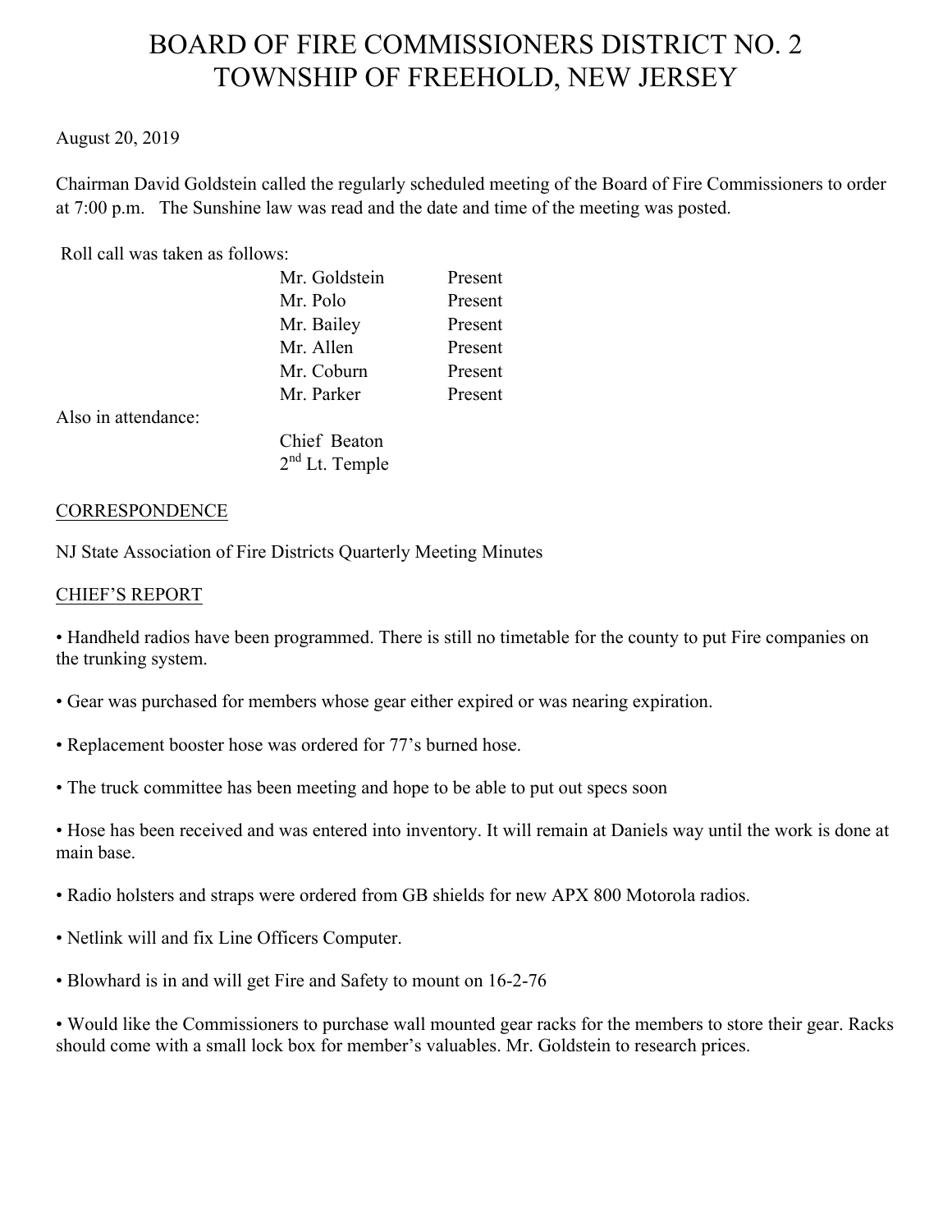# BOARD OF FIRE COMMISSIONERS DISTRICT NO. 2
# TOWNSHIP OF FREEHOLD, NEW JERSEY

August 20, 2019

Chairman David Goldstein called the regularly scheduled meeting of the Board of Fire Commissioners to order at 7:00 p.m. The Sunshine law was read and the date and time of the meeting was posted.

Roll call was taken as follows:

| | |
|---|---|
| Mr. Goldstein | Present |
| Mr. Polo | Present |
| Mr. Bailey | Present |
| Mr. Allen | Present |
| Mr. Coburn | Present |
| Mr. Parker | Present |

Also in attendance:

Chief Beaton
2nd Lt. Temple

## CORRESPONDENCE

NJ State Association of Fire Districts Quarterly Meeting Minutes

## CHIEF'S REPORT

- Handheld radios have been programmed. There is still no timetable for the county to put Fire companies on the trunking system.

- Gear was purchased for members whose gear either expired or was nearing expiration.

- Replacement booster hose was ordered for 77's burned hose.

- The truck committee has been meeting and hope to be able to put out specs soon

- Hose has been received and was entered into inventory. It will remain at Daniels way until the work is done at main base.

- Radio holsters and straps were ordered from GB shields for new APX 800 Motorola radios.

- Netlink will and fix Line Officers Computer.

- Blowhard is in and will get Fire and Safety to mount on 16-2-76

- Would like the Commissioners to purchase wall mounted gear racks for the members to store their gear. Racks should come with a small lock box for member's valuables. Mr. Goldstein to research prices.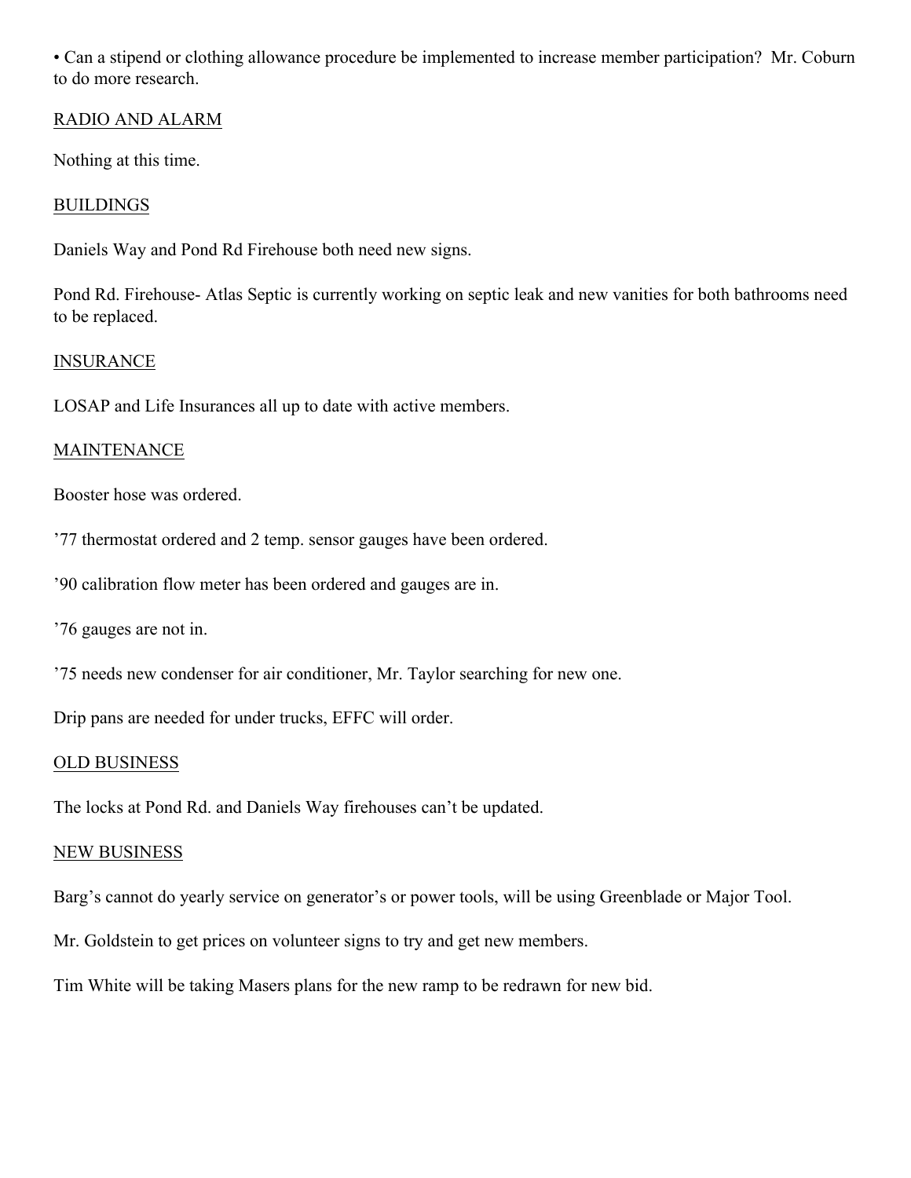• Can a stipend or clothing allowance procedure be implemented to increase member participation? Mr. Coburn to do more research.

## RADIO AND ALARM

Nothing at this time.

## BUILDINGS

Daniels Way and Pond Rd Firehouse both need new signs.

Pond Rd. Firehouse- Atlas Septic is currently working on septic leak and new vanities for both bathrooms need to be replaced.

## INSURANCE

LOSAP and Life Insurances all up to date with active members.

## MAINTENANCE

Booster hose was ordered.

’77 thermostat ordered and 2 temp. sensor gauges have been ordered.

’90 calibration flow meter has been ordered and gauges are in.

’76 gauges are not in.

’75 needs new condenser for air conditioner, Mr. Taylor searching for new one.

Drip pans are needed for under trucks, EFFC will order.

## OLD BUSINESS

The locks at Pond Rd. and Daniels Way firehouses can’t be updated.

## NEW BUSINESS

Barg’s cannot do yearly service on generator’s or power tools, will be using Greenblade or Major Tool.

Mr. Goldstein to get prices on volunteer signs to try and get new members.

Tim White will be taking Masers plans for the new ramp to be redrawn for new bid.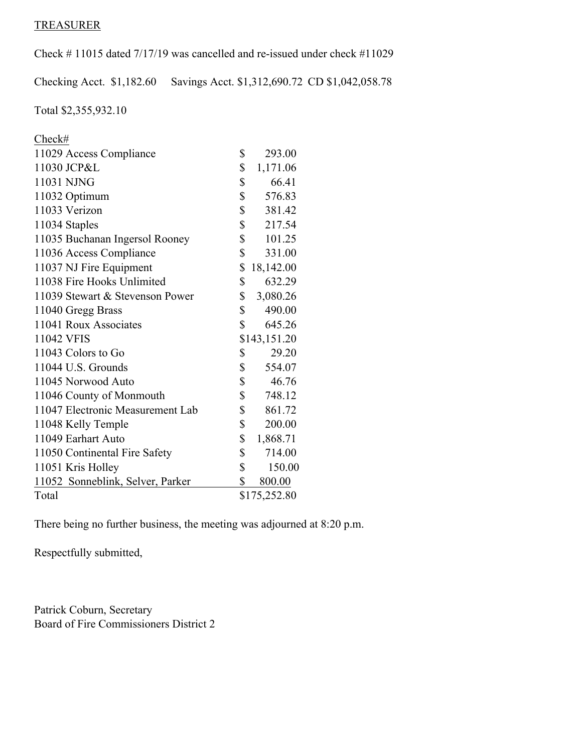TREASURER

Check # 11015 dated 7/17/19 was cancelled and re-issued under check #11029

Checking Acct. $1,182.60 Savings Acct. $1,312,690.72 CD $1,042,058.78

Total $2,355,932.10

| Check# | |
|---|---|
| 11029 Access Compliance | $ 293.00 |
| 11030 JCP&L | $ 1,171.06 |
| 11031 NJNG | $ 66.41 |
| 11032 Optimum | $ 576.83 |
| 11033 Verizon | $ 381.42 |
| 11034 Staples | $ 217.54 |
| 11035 Buchanan Ingersol Rooney | $ 101.25 |
| 11036 Access Compliance | $ 331.00 |
| 11037 NJ Fire Equipment | $ 18,142.00 |
| 11038 Fire Hooks Unlimited | $ 632.29 |
| 11039 Stewart & Stevenson Power | $ 3,080.26 |
| 11040 Gregg Brass | $ 490.00 |
| 11041 Roux Associates | $ 645.26 |
| 11042 VFIS | $143,151.20 |
| 11043 Colors to Go | $ 29.20 |
| 11044 U.S. Grounds | $ 554.07 |
| 11045 Norwood Auto | $ 46.76 |
| 11046 County of Monmouth | $ 748.12 |
| 11047 Electronic Measurement Lab | $ 861.72 |
| 11048 Kelly Temple | $ 200.00 |
| 11049 Earhart Auto | $ 1,868.71 |
| 11050 Continental Fire Safety | $ 714.00 |
| 11051 Kris Holley | $ 150.00 |
| 11052 Sonneblink, Selver, Parker | $ 800.00 |
| Total | $175,252.80 |

There being no further business, the meeting was adjourned at 8:20 p.m.

Respectfully submitted,

Patrick Coburn, Secretary
Board of Fire Commissioners District 2